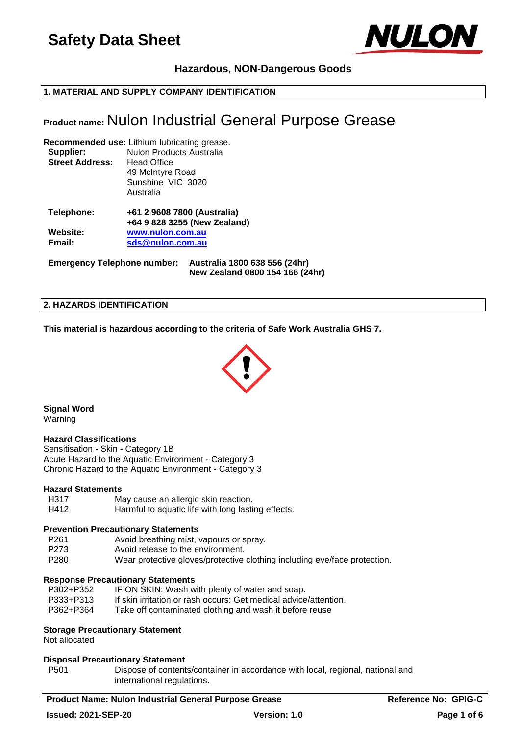# Safety Data Sheet

**Hazardous, NON-Dangerous Goods**

## 1. MATERIAL AND SUPPLY COMPANY IDENTIFICATION

**Product name:** Nulon Industrial General Purpose Grease

**Recommended use:** Lithium lubricating grease.

**Supplier:** Nulon Products Australia

**Street Address:** Head Office
49 McIntyre Road
Sunshine VIC 3020
Australia

**Telephone:** **+61 2 9608 7800 (Australia)**
**+64 9 828 3255 (New Zealand)**

**Website:** **www.nulon.com.au**

**Email:** **sds@nulon.com.au**

**Emergency Telephone number:** **Australia 1800 638 556 (24hr)**
**New Zealand 0800 154 166 (24hr)**

## 2. HAZARDS IDENTIFICATION

**This material is hazardous according to the criteria of Safe Work Australia GHS 7.**

**Signal Word**
Warning

**Hazard Classifications**
Sensitisation - Skin - Category 1B
Acute Hazard to the Aquatic Environment - Category 3
Chronic Hazard to the Aquatic Environment - Category 3

**Hazard Statements**

| | |
|---|---|
| H317 | May cause an allergic skin reaction. |
| H412 | Harmful to aquatic life with long lasting effects. |

**Prevention Precautionary Statements**

| | |
|---|---|
| P261 | Avoid breathing mist, vapours or spray. |
| P273 | Avoid release to the environment. |
| P280 | Wear protective gloves/protective clothing including eye/face protection. |

**Response Precautionary Statements**

| | |
|---|---|
| P302+P352 | IF ON SKIN: Wash with plenty of water and soap. |
| P333+P313 | If skin irritation or rash occurs: Get medical advice/attention. |
| P362+P364 | Take off contaminated clothing and wash it before reuse |

**Storage Precautionary Statement**
Not allocated

**Disposal Precautionary Statement**

| | |
|---|---|
| P501 | Dispose of contents/container in accordance with local, regional, national and international regulations. |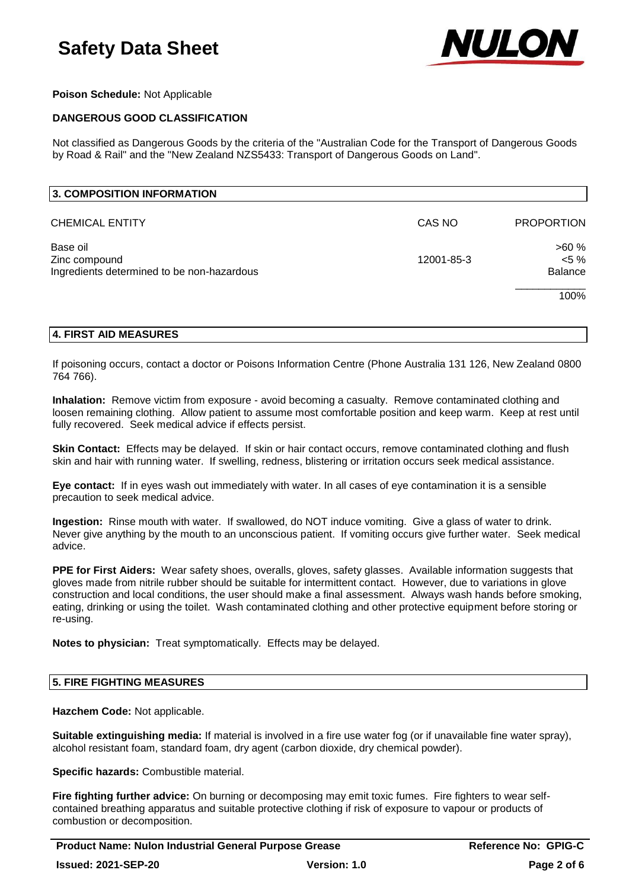**Poison Schedule:** Not Applicable

**DANGEROUS GOOD CLASSIFICATION**

Not classified as Dangerous Goods by the criteria of the "Australian Code for the Transport of Dangerous Goods by Road & Rail" and the "New Zealand NZS5433: Transport of Dangerous Goods on Land".

## 3. COMPOSITION INFORMATION

| CHEMICAL ENTITY | CAS NO | PROPORTION |
|---|---|---|
| Base oil | | >60 % |
| Zinc compound | 12001-85-3 | <5 % |
| Ingredients determined to be non-hazardous | | Balance |
| | | 100% |

## 4. FIRST AID MEASURES

If poisoning occurs, contact a doctor or Poisons Information Centre (Phone Australia 131 126, New Zealand 0800 764 766).

**Inhalation:** Remove victim from exposure - avoid becoming a casualty. Remove contaminated clothing and loosen remaining clothing. Allow patient to assume most comfortable position and keep warm. Keep at rest until fully recovered. Seek medical advice if effects persist.

**Skin Contact:** Effects may be delayed. If skin or hair contact occurs, remove contaminated clothing and flush skin and hair with running water. If swelling, redness, blistering or irritation occurs seek medical assistance.

**Eye contact:** If in eyes wash out immediately with water. In all cases of eye contamination it is a sensible precaution to seek medical advice.

**Ingestion:** Rinse mouth with water. If swallowed, do NOT induce vomiting. Give a glass of water to drink. Never give anything by the mouth to an unconscious patient. If vomiting occurs give further water. Seek medical advice.

**PPE for First Aiders:** Wear safety shoes, overalls, gloves, safety glasses. Available information suggests that gloves made from nitrile rubber should be suitable for intermittent contact. However, due to variations in glove construction and local conditions, the user should make a final assessment. Always wash hands before smoking, eating, drinking or using the toilet. Wash contaminated clothing and other protective equipment before storing or re-using.

**Notes to physician:** Treat symptomatically. Effects may be delayed.

## 5. FIRE FIGHTING MEASURES

**Hazchem Code:** Not applicable.

**Suitable extinguishing media:** If material is involved in a fire use water fog (or if unavailable fine water spray), alcohol resistant foam, standard foam, dry agent (carbon dioxide, dry chemical powder).

**Specific hazards:** Combustible material.

**Fire fighting further advice:** On burning or decomposing may emit toxic fumes. Fire fighters to wear self-contained breathing apparatus and suitable protective clothing if risk of exposure to vapour or products of combustion or decomposition.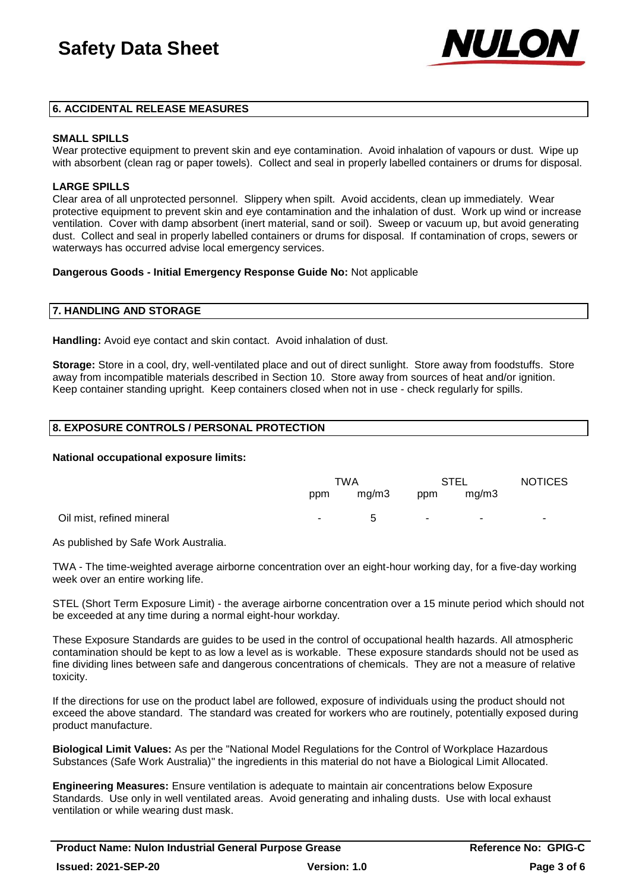## 6. ACCIDENTAL RELEASE MEASURES

**SMALL SPILLS**
Wear protective equipment to prevent skin and eye contamination. Avoid inhalation of vapours or dust. Wipe up with absorbent (clean rag or paper towels). Collect and seal in properly labelled containers or drums for disposal.

**LARGE SPILLS**
Clear area of all unprotected personnel. Slippery when spilt. Avoid accidents, clean up immediately. Wear protective equipment to prevent skin and eye contamination and the inhalation of dust. Work up wind or increase ventilation. Cover with damp absorbent (inert material, sand or soil). Sweep or vacuum up, but avoid generating dust. Collect and seal in properly labelled containers or drums for disposal. If contamination of crops, sewers or waterways has occurred advise local emergency services.

**Dangerous Goods - Initial Emergency Response Guide No:** Not applicable

## 7. HANDLING AND STORAGE

**Handling:** Avoid eye contact and skin contact. Avoid inhalation of dust.

**Storage:** Store in a cool, dry, well-ventilated place and out of direct sunlight. Store away from foodstuffs. Store away from incompatible materials described in Section 10. Store away from sources of heat and/or ignition. Keep container standing upright. Keep containers closed when not in use - check regularly for spills.

## 8. EXPOSURE CONTROLS / PERSONAL PROTECTION

**National occupational exposure limits:**

| | TWA | | STEL | | NOTICES |
|---|---|---|---|---|---|
| | ppm | mg/m3 | ppm | mg/m3 | |
| Oil mist, refined mineral | - | 5 | - | - | - |

As published by Safe Work Australia.

TWA - The time-weighted average airborne concentration over an eight-hour working day, for a five-day working week over an entire working life.

STEL (Short Term Exposure Limit) - the average airborne concentration over a 15 minute period which should not be exceeded at any time during a normal eight-hour workday.

These Exposure Standards are guides to be used in the control of occupational health hazards. All atmospheric contamination should be kept to as low a level as is workable. These exposure standards should not be used as fine dividing lines between safe and dangerous concentrations of chemicals. They are not a measure of relative toxicity.

If the directions for use on the product label are followed, exposure of individuals using the product should not exceed the above standard. The standard was created for workers who are routinely, potentially exposed during product manufacture.

**Biological Limit Values:** As per the "National Model Regulations for the Control of Workplace Hazardous Substances (Safe Work Australia)" the ingredients in this material do not have a Biological Limit Allocated.

**Engineering Measures:** Ensure ventilation is adequate to maintain air concentrations below Exposure Standards. Use only in well ventilated areas. Avoid generating and inhaling dusts. Use with local exhaust ventilation or while wearing dust mask.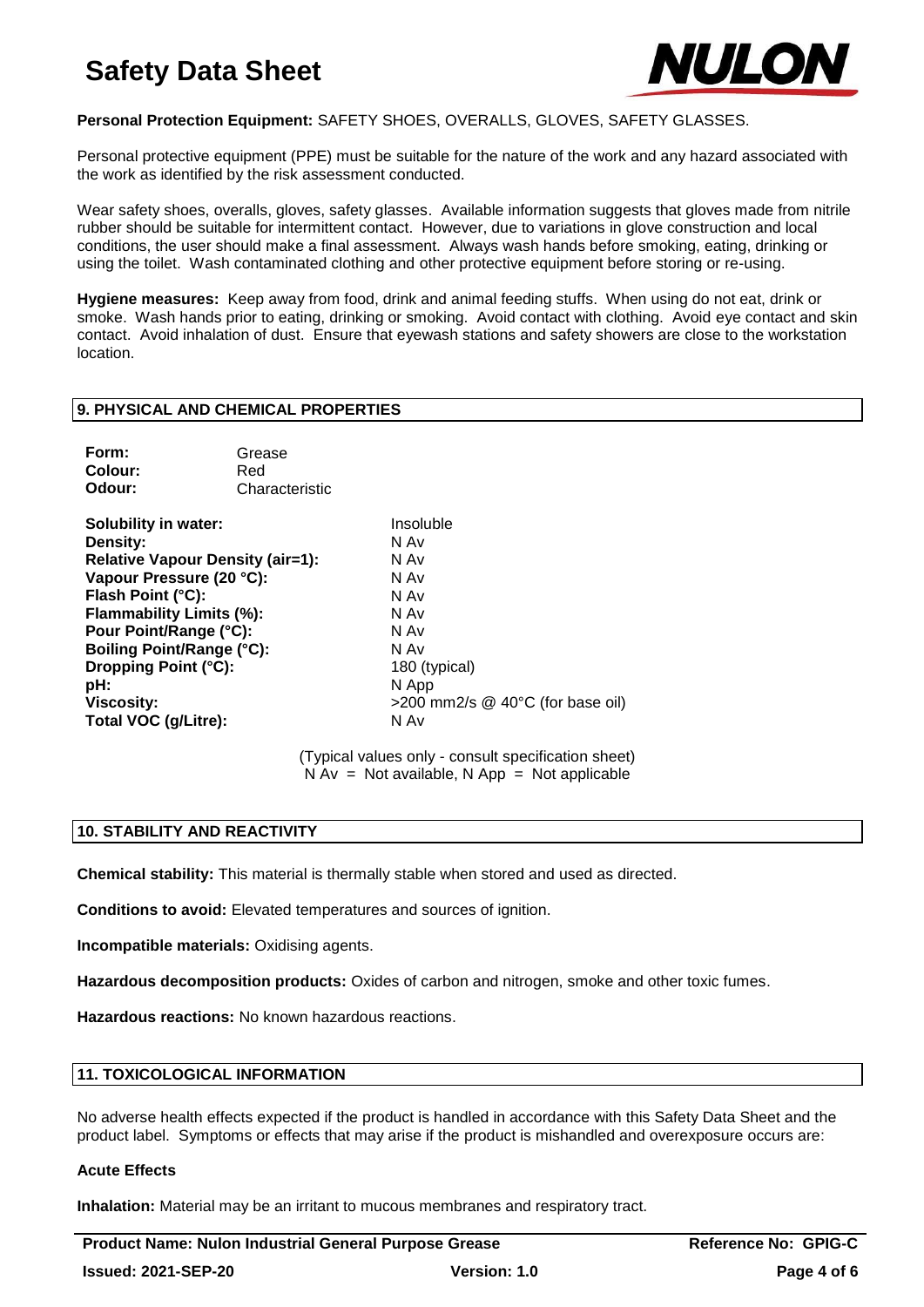**Personal Protection Equipment:** SAFETY SHOES, OVERALLS, GLOVES, SAFETY GLASSES.

Personal protective equipment (PPE) must be suitable for the nature of the work and any hazard associated with the work as identified by the risk assessment conducted.

Wear safety shoes, overalls, gloves, safety glasses. Available information suggests that gloves made from nitrile rubber should be suitable for intermittent contact. However, due to variations in glove construction and local conditions, the user should make a final assessment. Always wash hands before smoking, eating, drinking or using the toilet. Wash contaminated clothing and other protective equipment before storing or re-using.

**Hygiene measures:** Keep away from food, drink and animal feeding stuffs. When using do not eat, drink or smoke. Wash hands prior to eating, drinking or smoking. Avoid contact with clothing. Avoid eye contact and skin contact. Avoid inhalation of dust. Ensure that eyewash stations and safety showers are close to the workstation location.

## 9. PHYSICAL AND CHEMICAL PROPERTIES

| | |
|---|---|
| **Form:** | Grease |
| **Colour:** | Red |
| **Odour:** | Characteristic |

| | |
|---|---|
| **Solubility in water:** | Insoluble |
| **Density:** | N Av |
| **Relative Vapour Density (air=1):** | N Av |
| **Vapour Pressure (20 °C):** | N Av |
| **Flash Point (°C):** | N Av |
| **Flammability Limits (%):** | N Av |
| **Pour Point/Range (°C):** | N Av |
| **Boiling Point/Range (°C):** | N Av |
| **Dropping Point (°C):** | 180 (typical) |
| **pH:** | N App |
| **Viscosity:** | >200 mm2/s @ 40°C (for base oil) |
| **Total VOC (g/Litre):** | N Av |

(Typical values only - consult specification sheet)
N Av = Not available, N App = Not applicable

## 10. STABILITY AND REACTIVITY

**Chemical stability:** This material is thermally stable when stored and used as directed.

**Conditions to avoid:** Elevated temperatures and sources of ignition.

**Incompatible materials:** Oxidising agents.

**Hazardous decomposition products:** Oxides of carbon and nitrogen, smoke and other toxic fumes.

**Hazardous reactions:** No known hazardous reactions.

## 11. TOXICOLOGICAL INFORMATION

No adverse health effects expected if the product is handled in accordance with this Safety Data Sheet and the product label. Symptoms or effects that may arise if the product is mishandled and overexposure occurs are:

**Acute Effects**

**Inhalation:** Material may be an irritant to mucous membranes and respiratory tract.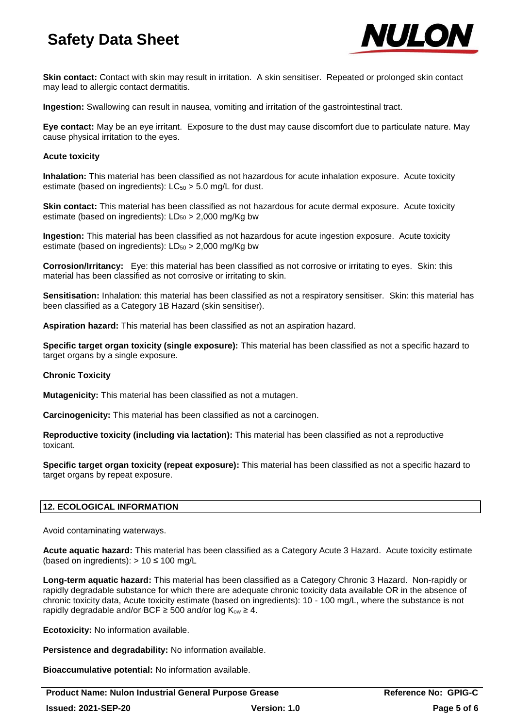**Skin contact:** Contact with skin may result in irritation. A skin sensitiser. Repeated or prolonged skin contact may lead to allergic contact dermatitis.

**Ingestion:** Swallowing can result in nausea, vomiting and irritation of the gastrointestinal tract.

**Eye contact:** May be an eye irritant. Exposure to the dust may cause discomfort due to particulate nature. May cause physical irritation to the eyes.

**Acute toxicity**

**Inhalation:** This material has been classified as not hazardous for acute inhalation exposure. Acute toxicity estimate (based on ingredients): $LC_{50}$ > 5.0 mg/L for dust.

**Skin contact:** This material has been classified as not hazardous for acute dermal exposure. Acute toxicity estimate (based on ingredients): $LD_{50}$ > 2,000 mg/Kg bw

**Ingestion:** This material has been classified as not hazardous for acute ingestion exposure. Acute toxicity estimate (based on ingredients): $LD_{50}$ > 2,000 mg/Kg bw

**Corrosion/Irritancy:** Eye: this material has been classified as not corrosive or irritating to eyes. Skin: this material has been classified as not corrosive or irritating to skin.

**Sensitisation:** Inhalation: this material has been classified as not a respiratory sensitiser. Skin: this material has been classified as a Category 1B Hazard (skin sensitiser).

**Aspiration hazard:** This material has been classified as not an aspiration hazard.

**Specific target organ toxicity (single exposure):** This material has been classified as not a specific hazard to target organs by a single exposure.

**Chronic Toxicity**

**Mutagenicity:** This material has been classified as not a mutagen.

**Carcinogenicity:** This material has been classified as not a carcinogen.

**Reproductive toxicity (including via lactation):** This material has been classified as not a reproductive toxicant.

**Specific target organ toxicity (repeat exposure):** This material has been classified as not a specific hazard to target organs by repeat exposure.

## 12. ECOLOGICAL INFORMATION

Avoid contaminating waterways.

**Acute aquatic hazard:** This material has been classified as a Category Acute 3 Hazard. Acute toxicity estimate (based on ingredients): > 10 ≤ 100 mg/L

**Long-term aquatic hazard:** This material has been classified as a Category Chronic 3 Hazard. Non-rapidly or rapidly degradable substance for which there are adequate chronic toxicity data available OR in the absence of chronic toxicity data, Acute toxicity estimate (based on ingredients): 10 - 100 mg/L, where the substance is not rapidly degradable and/or BCF ≥ 500 and/or log $K_{ow}$ ≥ 4.

**Ecotoxicity:** No information available.

**Persistence and degradability:** No information available.

**Bioaccumulative potential:** No information available.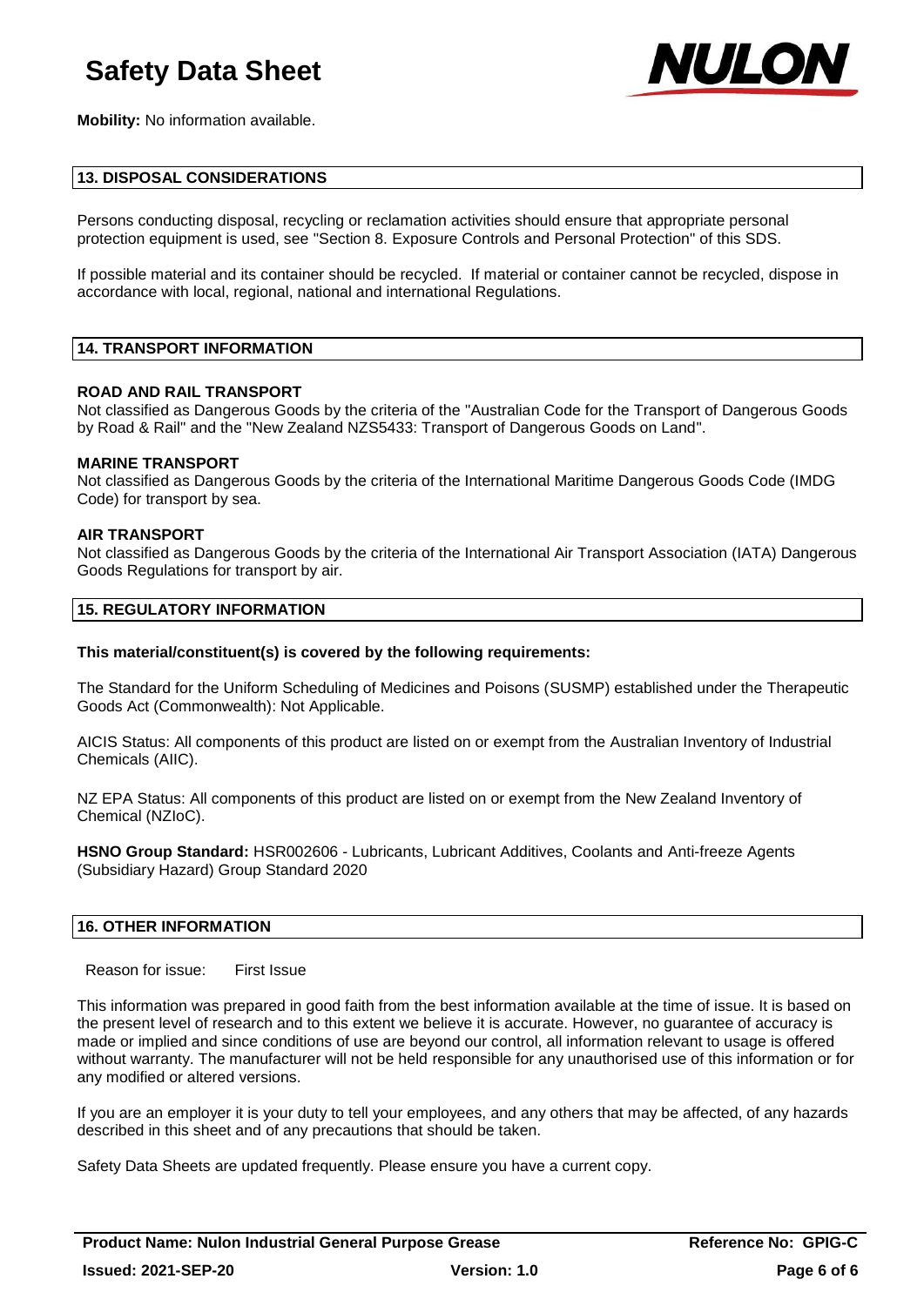**Mobility:** No information available.

## 13. DISPOSAL CONSIDERATIONS

Persons conducting disposal, recycling or reclamation activities should ensure that appropriate personal protection equipment is used, see "Section 8. Exposure Controls and Personal Protection" of this SDS.

If possible material and its container should be recycled. If material or container cannot be recycled, dispose in accordance with local, regional, national and international Regulations.

## 14. TRANSPORT INFORMATION

**ROAD AND RAIL TRANSPORT**
Not classified as Dangerous Goods by the criteria of the "Australian Code for the Transport of Dangerous Goods by Road & Rail" and the "New Zealand NZS5433: Transport of Dangerous Goods on Land".

**MARINE TRANSPORT**
Not classified as Dangerous Goods by the criteria of the International Maritime Dangerous Goods Code (IMDG Code) for transport by sea.

**AIR TRANSPORT**
Not classified as Dangerous Goods by the criteria of the International Air Transport Association (IATA) Dangerous Goods Regulations for transport by air.

## 15. REGULATORY INFORMATION

**This material/constituent(s) is covered by the following requirements:**

The Standard for the Uniform Scheduling of Medicines and Poisons (SUSMP) established under the Therapeutic Goods Act (Commonwealth): Not Applicable.

AICIS Status: All components of this product are listed on or exempt from the Australian Inventory of Industrial Chemicals (AIIC).

NZ EPA Status: All components of this product are listed on or exempt from the New Zealand Inventory of Chemical (NZIoC).

**HSNO Group Standard:** HSR002606 - Lubricants, Lubricant Additives, Coolants and Anti-freeze Agents (Subsidiary Hazard) Group Standard 2020

## 16. OTHER INFORMATION

Reason for issue: First Issue

This information was prepared in good faith from the best information available at the time of issue. It is based on the present level of research and to this extent we believe it is accurate. However, no guarantee of accuracy is made or implied and since conditions of use are beyond our control, all information relevant to usage is offered without warranty. The manufacturer will not be held responsible for any unauthorised use of this information or for any modified or altered versions.

If you are an employer it is your duty to tell your employees, and any others that may be affected, of any hazards described in this sheet and of any precautions that should be taken.

Safety Data Sheets are updated frequently. Please ensure you have a current copy.